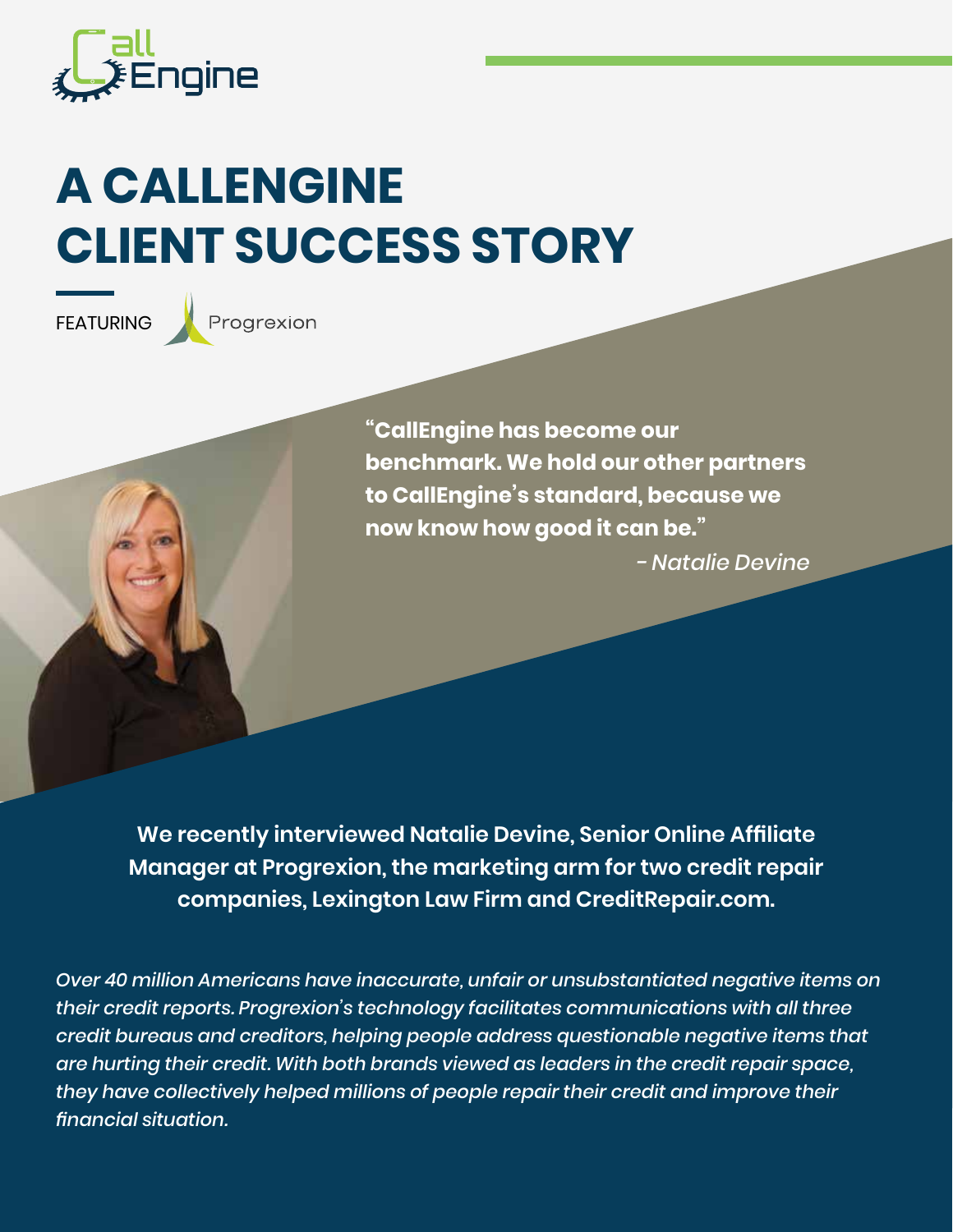CallEngine

# A CALLENGINE CLIENT SUCCESS STORY

FEATURING Progrexion

> **"CallEngine has become our benchmark. We hold our other partners to CallEngine's standard, because we now know how good it can be."**
>
> *- Natalie Devine*

**We recently interviewed Natalie Devine, Senior Online Affiliate Manager at Progrexion, the marketing arm for two credit repair companies, Lexington Law Firm and CreditRepair.com.**

*Over 40 million Americans have inaccurate, unfair or unsubstantiated negative items on their credit reports. Progrexion's technology facilitates communications with all three credit bureaus and creditors, helping people address questionable negative items that are hurting their credit. With both brands viewed as leaders in the credit repair space, they have collectively helped millions of people repair their credit and improve their financial situation.*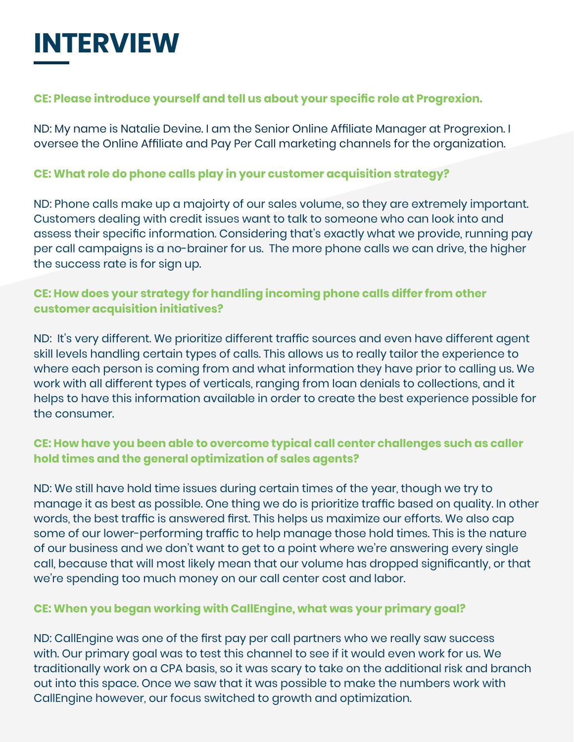# INTERVIEW

**CE: Please introduce yourself and tell us about your specific role at Progrexion.**

ND: My name is Natalie Devine. I am the Senior Online Affiliate Manager at Progrexion. I oversee the Online Affiliate and Pay Per Call marketing channels for the organization.

**CE: What role do phone calls play in your customer acquisition strategy?**

ND: Phone calls make up a majoirty of our sales volume, so they are extremely important. Customers dealing with credit issues want to talk to someone who can look into and assess their specific information. Considering that's exactly what we provide, running pay per call campaigns is a no-brainer for us. The more phone calls we can drive, the higher the success rate is for sign up.

**CE: How does your strategy for handling incoming phone calls differ from other customer acquisition initiatives?**

ND: It's very different. We prioritize different traffic sources and even have different agent skill levels handling certain types of calls. This allows us to really tailor the experience to where each person is coming from and what information they have prior to calling us. We work with all different types of verticals, ranging from loan denials to collections, and it helps to have this information available in order to create the best experience possible for the consumer.

**CE: How have you been able to overcome typical call center challenges such as caller hold times and the general optimization of sales agents?**

ND: We still have hold time issues during certain times of the year, though we try to manage it as best as possible. One thing we do is prioritize traffic based on quality. In other words, the best traffic is answered first. This helps us maximize our efforts. We also cap some of our lower-performing traffic to help manage those hold times. This is the nature of our business and we don't want to get to a point where we're answering every single call, because that will most likely mean that our volume has dropped significantly, or that we're spending too much money on our call center cost and labor.

**CE: When you began working with CallEngine, what was your primary goal?**

ND: CallEngine was one of the first pay per call partners who we really saw success with. Our primary goal was to test this channel to see if it would even work for us. We traditionally work on a CPA basis, so it was scary to take on the additional risk and branch out into this space. Once we saw that it was possible to make the numbers work with CallEngine however, our focus switched to growth and optimization.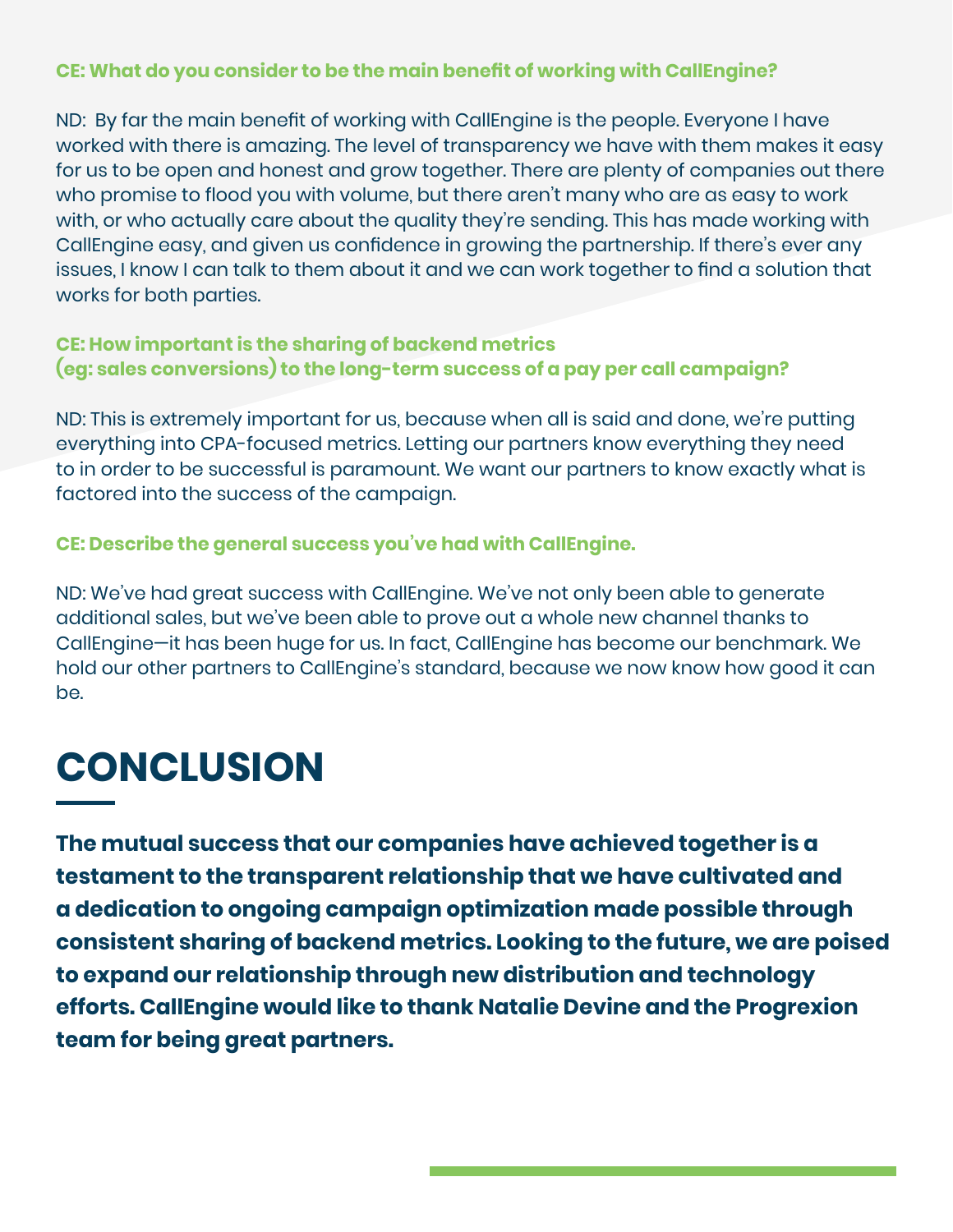**CE: What do you consider to be the main benefit of working with CallEngine?**

ND: By far the main benefit of working with CallEngine is the people. Everyone I have worked with there is amazing. The level of transparency we have with them makes it easy for us to be open and honest and grow together. There are plenty of companies out there who promise to flood you with volume, but there aren't many who are as easy to work with, or who actually care about the quality they're sending. This has made working with CallEngine easy, and given us confidence in growing the partnership. If there's ever any issues, I know I can talk to them about it and we can work together to find a solution that works for both parties.

**CE: How important is the sharing of backend metrics (eg: sales conversions) to the long-term success of a pay per call campaign?**

ND: This is extremely important for us, because when all is said and done, we're putting everything into CPA-focused metrics. Letting our partners know everything they need to in order to be successful is paramount. We want our partners to know exactly what is factored into the success of the campaign.

**CE: Describe the general success you've had with CallEngine.**

ND: We've had great success with CallEngine. We've not only been able to generate additional sales, but we've been able to prove out a whole new channel thanks to CallEngine—it has been huge for us. In fact, CallEngine has become our benchmark. We hold our other partners to CallEngine's standard, because we now know how good it can be.

# CONCLUSION

**The mutual success that our companies have achieved together is a testament to the transparent relationship that we have cultivated and a dedication to ongoing campaign optimization made possible through consistent sharing of backend metrics. Looking to the future, we are poised to expand our relationship through new distribution and technology efforts. CallEngine would like to thank Natalie Devine and the Progrexion team for being great partners.**